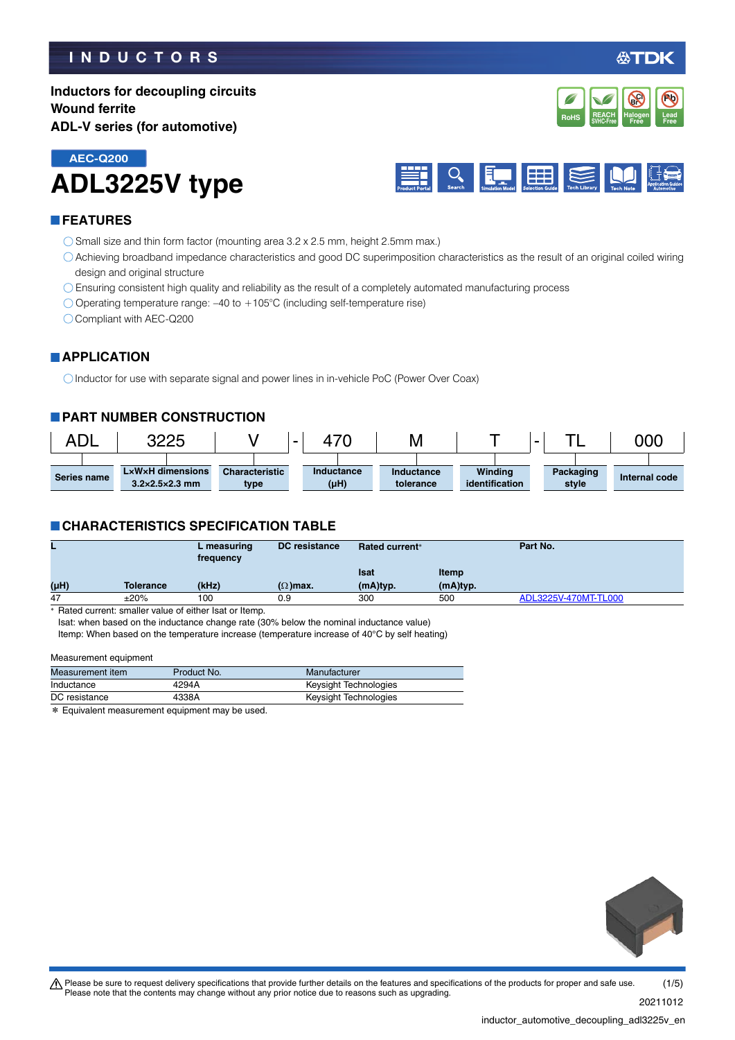INDUCTORS

Inductors for decoupling circuits
Wound ferrite
ADL-V series (for automotive)

AEC-Q200

# ADL3225V type

## FEATURES

- Small size and thin form factor (mounting area 3.2 x 2.5 mm, height 2.5mm max.)
- Achieving broadband impedance characteristics and good DC superimposition characteristics as the result of an original coiled wiring design and original structure
- Ensuring consistent high quality and reliability as the result of a completely automated manufacturing process
- Operating temperature range: –40 to +105°C (including self-temperature rise)
- Compliant with AEC-Q200

## APPLICATION

- Inductor for use with separate signal and power lines in in-vehicle PoC (Power Over Coax)

## PART NUMBER CONSTRUCTION

| ADL | 3225 | V | - | 470 | M | T | - | TL | 000 |
|---|---|---|---|---|---|---|---|---|---|
| Series name | L×W×H dimensions 3.2×2.5×2.3 mm | Characteristic type | | Inductance (µH) | Inductance tolerance | Winding identification | | Packaging style | Internal code |

## CHARACTERISTICS SPECIFICATION TABLE

| L | | L measuring frequency | DC resistance | Rated current* | | Part No. |
|---|---|---|---|---|---|---|
| | | | | Isat | Itemp | |
| (µH) | Tolerance | (kHz) | (Ω)max. | (mA)typ. | (mA)typ. | |
| 47 | ±20% | 100 | 0.9 | 300 | 500 | ADL3225V-470MT-TL000 |

\* Rated current: smaller value of either Isat or Itemp.
Isat: when based on the inductance change rate (30% below the nominal inductance value)
Itemp: When based on the temperature increase (temperature increase of 40°C by self heating)

Measurement equipment

| Measurement item | Product No. | Manufacturer |
|---|---|---|
| Inductance | 4294A | Keysight Technologies |
| DC resistance | 4338A | Keysight Technologies |

\* Equivalent measurement equipment may be used.

⚠ Please be sure to request delivery specifications that provide further details on the features and specifications of the products for proper and safe use.
Please note that the contents may change without any prior notice due to reasons such as upgrading.

20211012

inductor_automotive_decoupling_adl3225v_en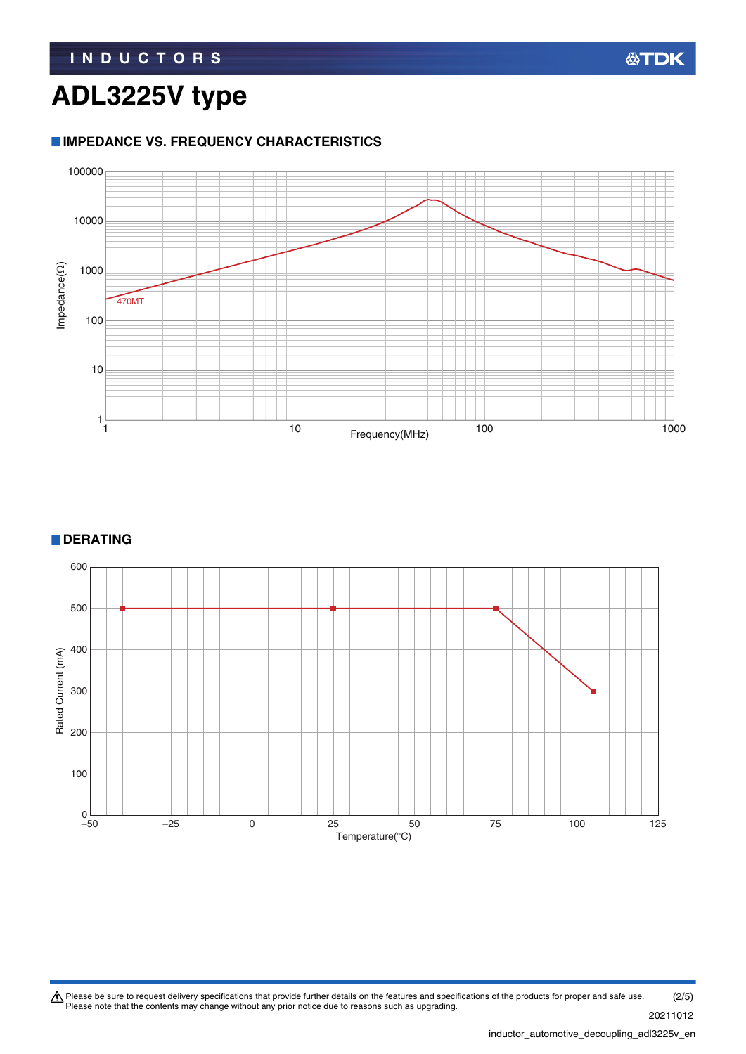# ADL3225V type

## IMPEDANCE VS. FREQUENCY CHARACTERISTICS

Impedance(Ω)

100000
10000
1000
100
10
1

470MT

1 10 100 1000

Frequency(MHz)

## DERATING

Rated Current (mA)

600
500
400
300
200
100
0

–50 –25 0 25 50 75 100 125

Temperature(°C)

⚠ Please be sure to request delivery specifications that provide further details on the features and specifications of the products for proper and safe use.
Please note that the contents may change without any prior notice due to reasons such as upgrading.

20211012

inductor_automotive_decoupling_adl3225v_en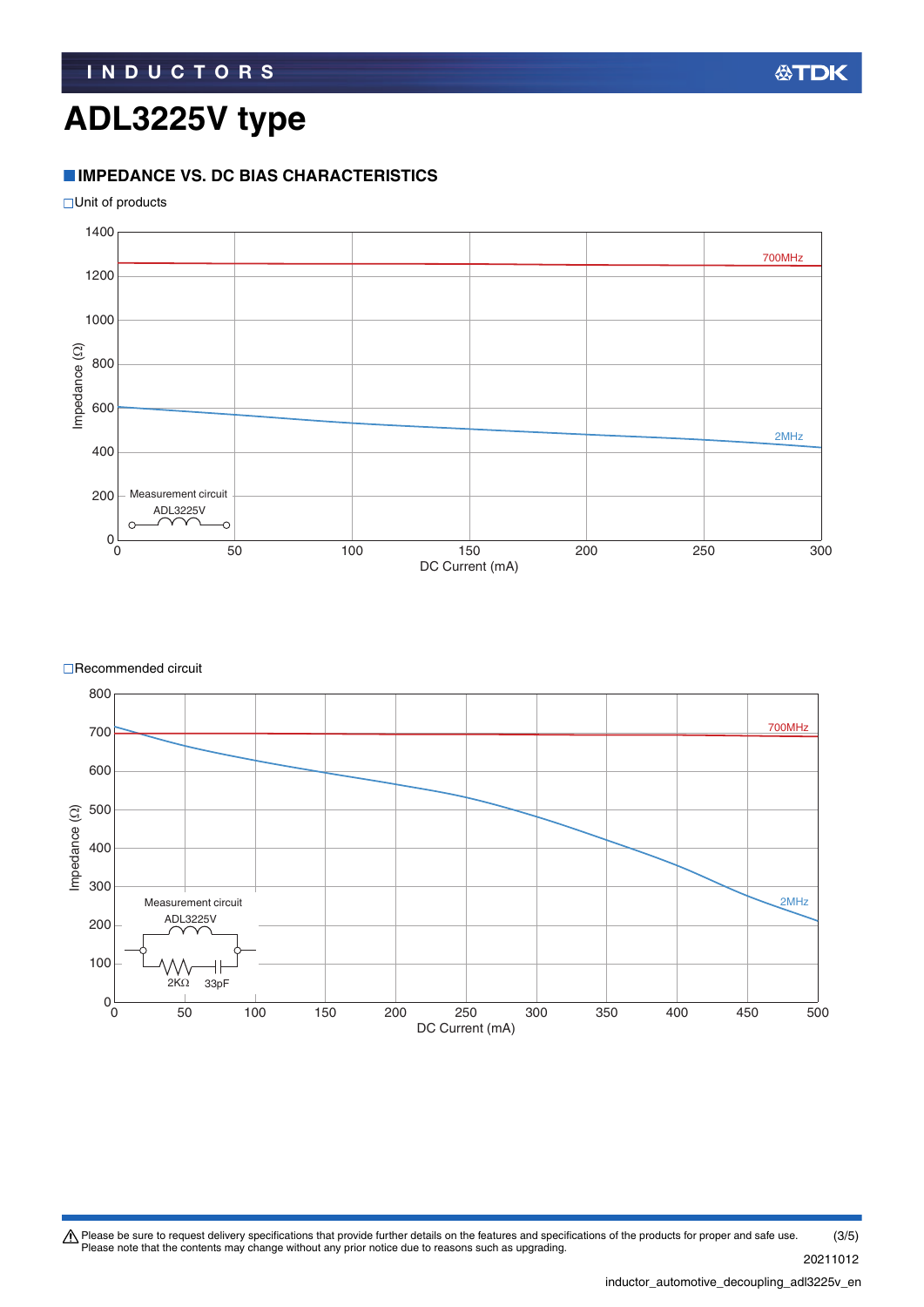# ADL3225V type

## IMPEDANCE VS. DC BIAS CHARACTERISTICS

□Unit of products

Impedance (Ω)

1400
1200
1000
800
600
400
200
0

700MHz

2MHz

Measurement circuit
ADL3225V

0 50 100 150 200 250 300

DC Current (mA)

□Recommended circuit

Impedance (Ω)

800
700
600
500
400
300
200
100
0

700MHz

2MHz

Measurement circuit
ADL3225V

2KΩ 33pF

0 50 100 150 200 250 300 350 400 450 500

DC Current (mA)

⚠ Please be sure to request delivery specifications that provide further details on the features and specifications of the products for proper and safe use.
Please note that the contents may change without any prior notice due to reasons such as upgrading.

20211012

inductor_automotive_decoupling_adl3225v_en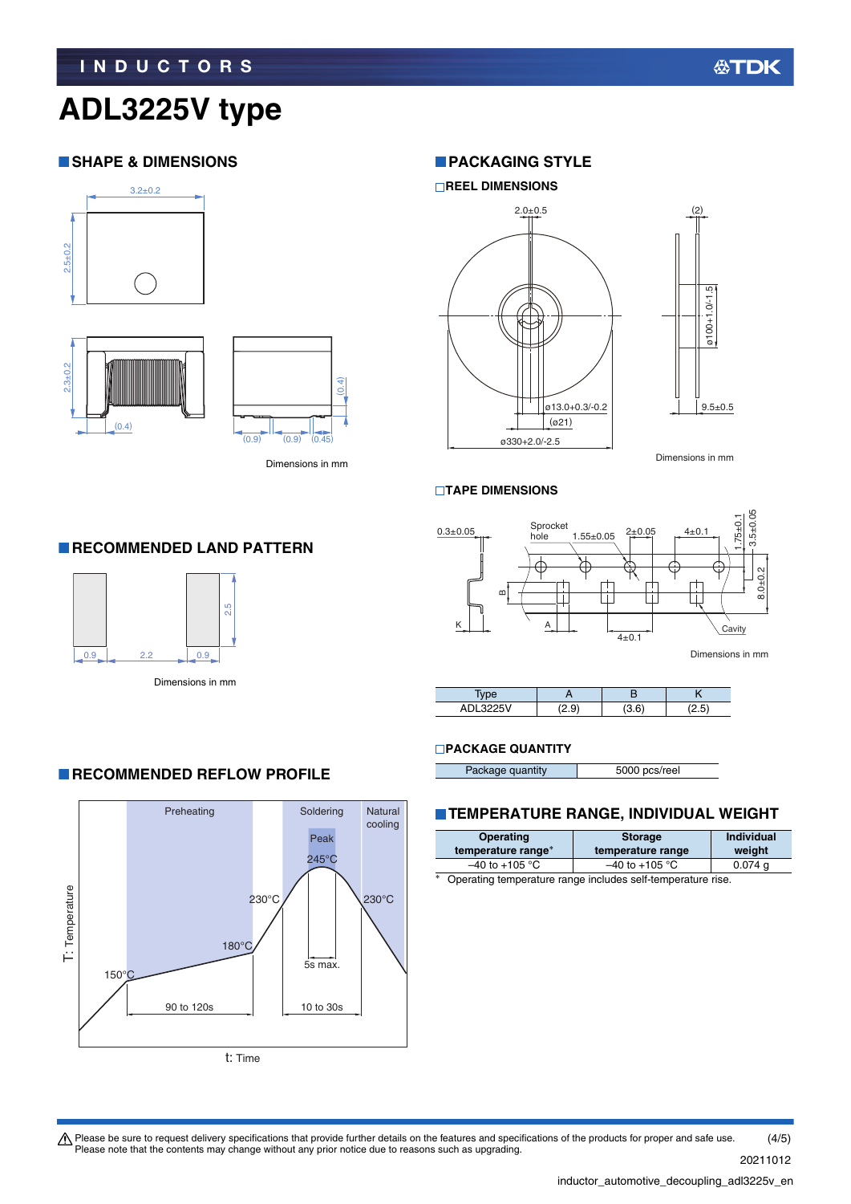# ADL3225V type

## SHAPE & DIMENSIONS

Dimensions in mm

## PACKAGING STYLE

### REEL DIMENSIONS

Dimensions in mm

### TAPE DIMENSIONS

Dimensions in mm

| Type | A | B | K |
|---|---|---|---|
| ADL3225V | (2.9) | (3.6) | (2.5) |

### PACKAGE QUANTITY

| Package quantity | 5000 pcs/reel |
|---|---|

## RECOMMENDED LAND PATTERN

Dimensions in mm

## RECOMMENDED REFLOW PROFILE

## TEMPERATURE RANGE, INDIVIDUAL WEIGHT

| Operating temperature range* | Storage temperature range | Individual weight |
|---|---|---|
| –40 to +105 °C | –40 to +105 °C | 0.074 g |

\* Operating temperature range includes self-temperature rise.

⚠ Please be sure to request delivery specifications that provide further details on the features and specifications of the products for proper and safe use.
Please note that the contents may change without any prior notice due to reasons such as upgrading.

20211012

inductor_automotive_decoupling_adl3225v_en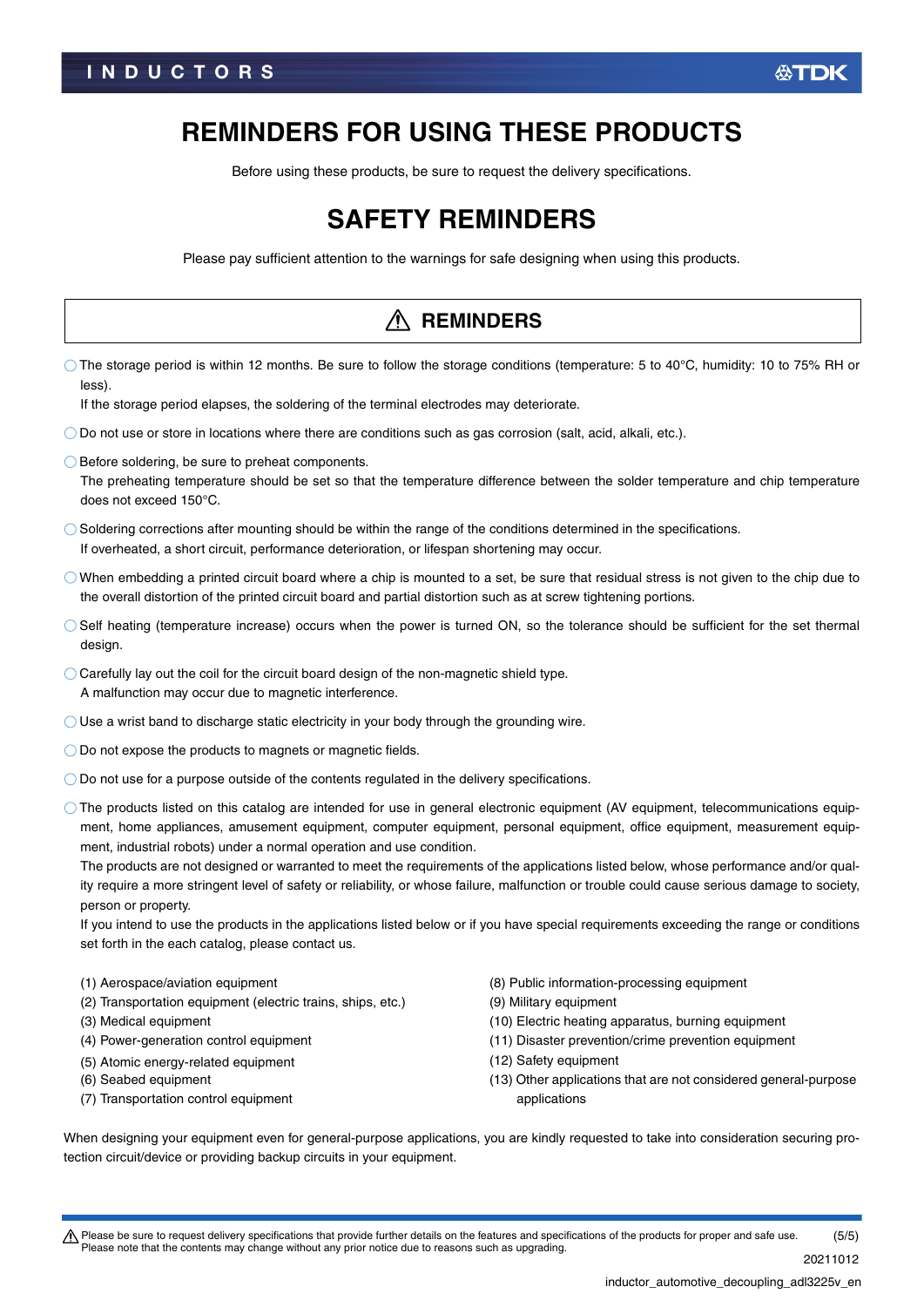# REMINDERS FOR USING THESE PRODUCTS

Before using these products, be sure to request the delivery specifications.

# SAFETY REMINDERS

Please pay sufficient attention to the warnings for safe designing when using this products.

## ⚠ REMINDERS

- The storage period is within 12 months. Be sure to follow the storage conditions (temperature: 5 to 40°C, humidity: 10 to 75% RH or less).
  If the storage period elapses, the soldering of the terminal electrodes may deteriorate.
- Do not use or store in locations where there are conditions such as gas corrosion (salt, acid, alkali, etc.).
- Before soldering, be sure to preheat components.
  The preheating temperature should be set so that the temperature difference between the solder temperature and chip temperature does not exceed 150°C.
- Soldering corrections after mounting should be within the range of the conditions determined in the specifications.
  If overheated, a short circuit, performance deterioration, or lifespan shortening may occur.
- When embedding a printed circuit board where a chip is mounted to a set, be sure that residual stress is not given to the chip due to the overall distortion of the printed circuit board and partial distortion such as at screw tightening portions.
- Self heating (temperature increase) occurs when the power is turned ON, so the tolerance should be sufficient for the set thermal design.
- Carefully lay out the coil for the circuit board design of the non-magnetic shield type.
  A malfunction may occur due to magnetic interference.
- Use a wrist band to discharge static electricity in your body through the grounding wire.
- Do not expose the products to magnets or magnetic fields.
- Do not use for a purpose outside of the contents regulated in the delivery specifications.
- The products listed on this catalog are intended for use in general electronic equipment (AV equipment, telecommunications equipment, home appliances, amusement equipment, computer equipment, personal equipment, office equipment, measurement equipment, industrial robots) under a normal operation and use condition.
  The products are not designed or warranted to meet the requirements of the applications listed below, whose performance and/or quality require a more stringent level of safety or reliability, or whose failure, malfunction or trouble could cause serious damage to society, person or property.
  If you intend to use the products in the applications listed below or if you have special requirements exceeding the range or conditions set forth in the each catalog, please contact us.

(1) Aerospace/aviation equipment
(2) Transportation equipment (electric trains, ships, etc.)
(3) Medical equipment
(4) Power-generation control equipment
(5) Atomic energy-related equipment
(6) Seabed equipment
(7) Transportation control equipment
(8) Public information-processing equipment
(9) Military equipment
(10) Electric heating apparatus, burning equipment
(11) Disaster prevention/crime prevention equipment
(12) Safety equipment
(13) Other applications that are not considered general-purpose applications

When designing your equipment even for general-purpose applications, you are kindly requested to take into consideration securing protection circuit/device or providing backup circuits in your equipment.